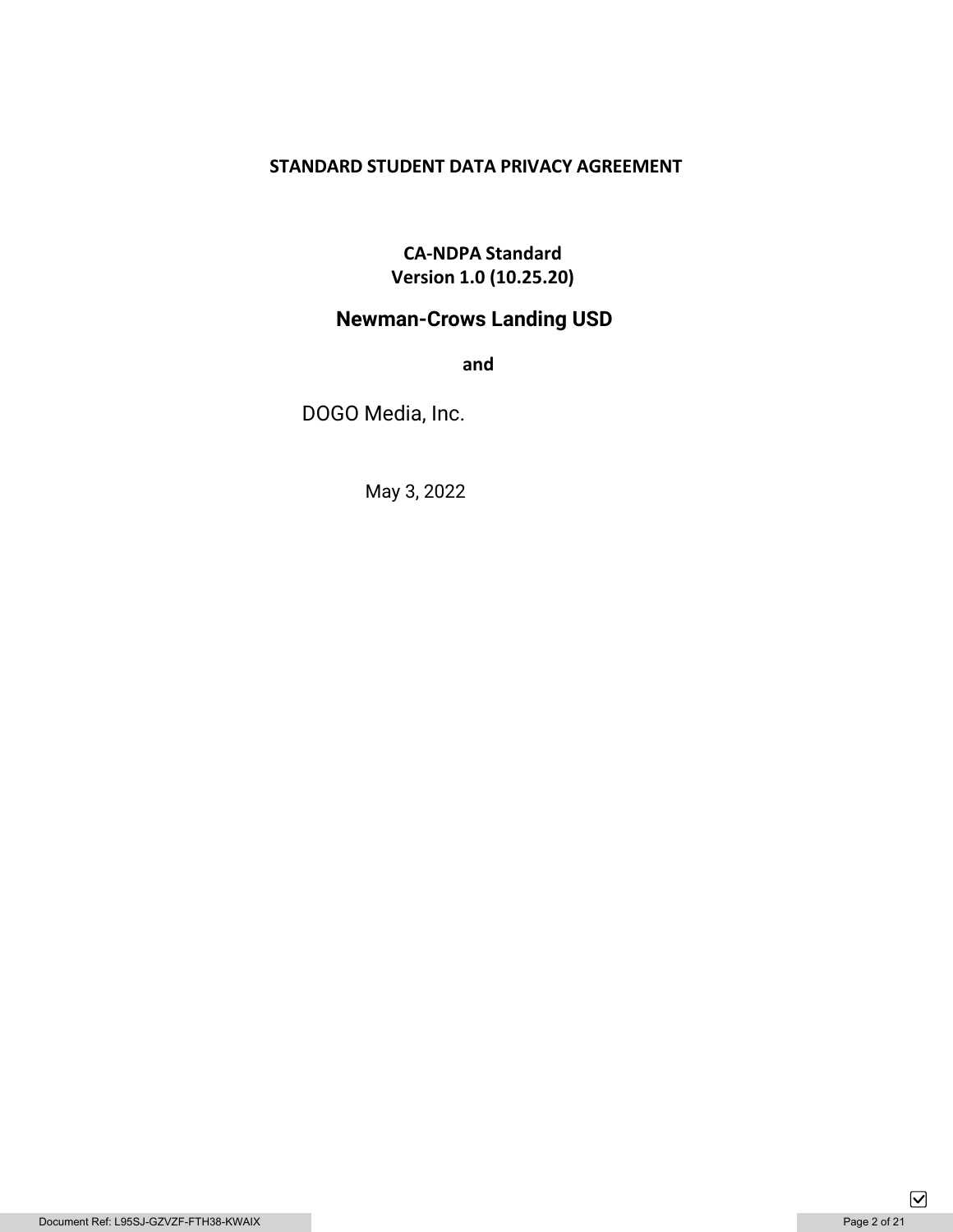# STANDARD STUDENT DATA PRIVACY AGREEMENT

**CA-NDPA Standard**
**Version 1.0 (10.25.20)**

## Newman-Crows Landing USD

**and**

DOGO Media, Inc.

May 3, 2022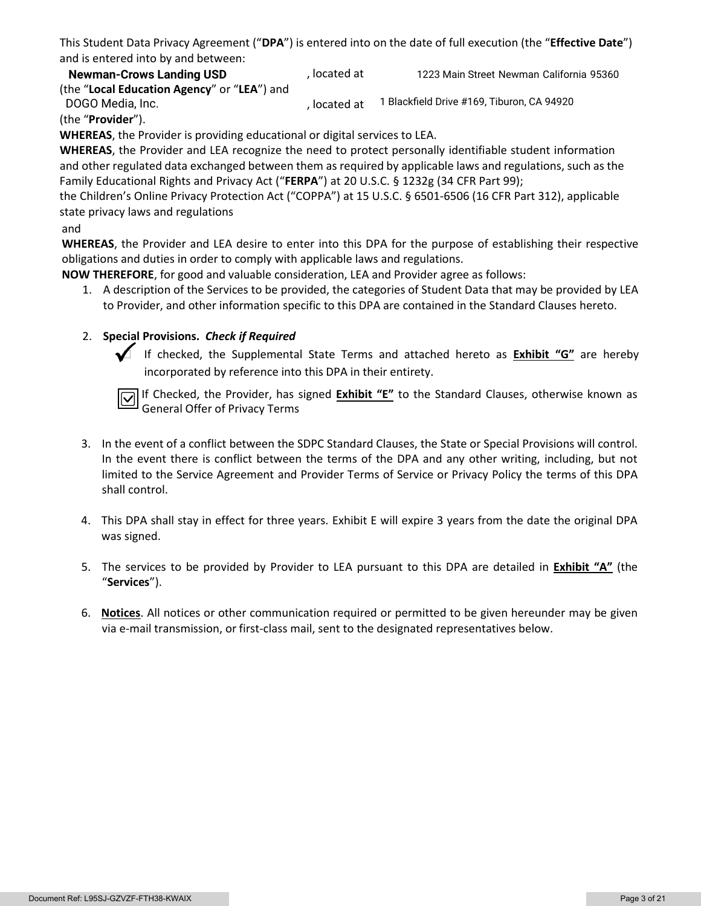This Student Data Privacy Agreement ("**DPA**") is entered into on the date of full execution (the "**Effective Date**") and is entered into by and between:

**Newman-Crows Landing USD**, located at 1223 Main Street Newman California 95360 (the "**Local Education Agency**" or "**LEA**") and

DOGO Media, Inc., located at 1 Blackfield Drive #169, Tiburon, CA 94920 (the "**Provider**").

**WHEREAS**, the Provider is providing educational or digital services to LEA.

**WHEREAS**, the Provider and LEA recognize the need to protect personally identifiable student information and other regulated data exchanged between them as required by applicable laws and regulations, such as the Family Educational Rights and Privacy Act ("**FERPA**") at 20 U.S.C. § 1232g (34 CFR Part 99); the Children's Online Privacy Protection Act ("COPPA") at 15 U.S.C. § 6501-6506 (16 CFR Part 312), applicable state privacy laws and regulations and

**WHEREAS**, the Provider and LEA desire to enter into this DPA for the purpose of establishing their respective obligations and duties in order to comply with applicable laws and regulations.

**NOW THEREFORE**, for good and valuable consideration, LEA and Provider agree as follows:

1. A description of the Services to be provided, the categories of Student Data that may be provided by LEA to Provider, and other information specific to this DPA are contained in the Standard Clauses hereto.

2. **Special Provisions.** ***Check if Required***

   ✓ If checked, the Supplemental State Terms and attached hereto as **Exhibit "G"** are hereby incorporated by reference into this DPA in their entirety.

   ☑ If Checked, the Provider, has signed **Exhibit "E"** to the Standard Clauses, otherwise known as General Offer of Privacy Terms

3. In the event of a conflict between the SDPC Standard Clauses, the State or Special Provisions will control. In the event there is conflict between the terms of the DPA and any other writing, including, but not limited to the Service Agreement and Provider Terms of Service or Privacy Policy the terms of this DPA shall control.

4. This DPA shall stay in effect for three years. Exhibit E will expire 3 years from the date the original DPA was signed.

5. The services to be provided by Provider to LEA pursuant to this DPA are detailed in **Exhibit "A"** (the "**Services**").

6. **Notices**. All notices or other communication required or permitted to be given hereunder may be given via e-mail transmission, or first-class mail, sent to the designated representatives below.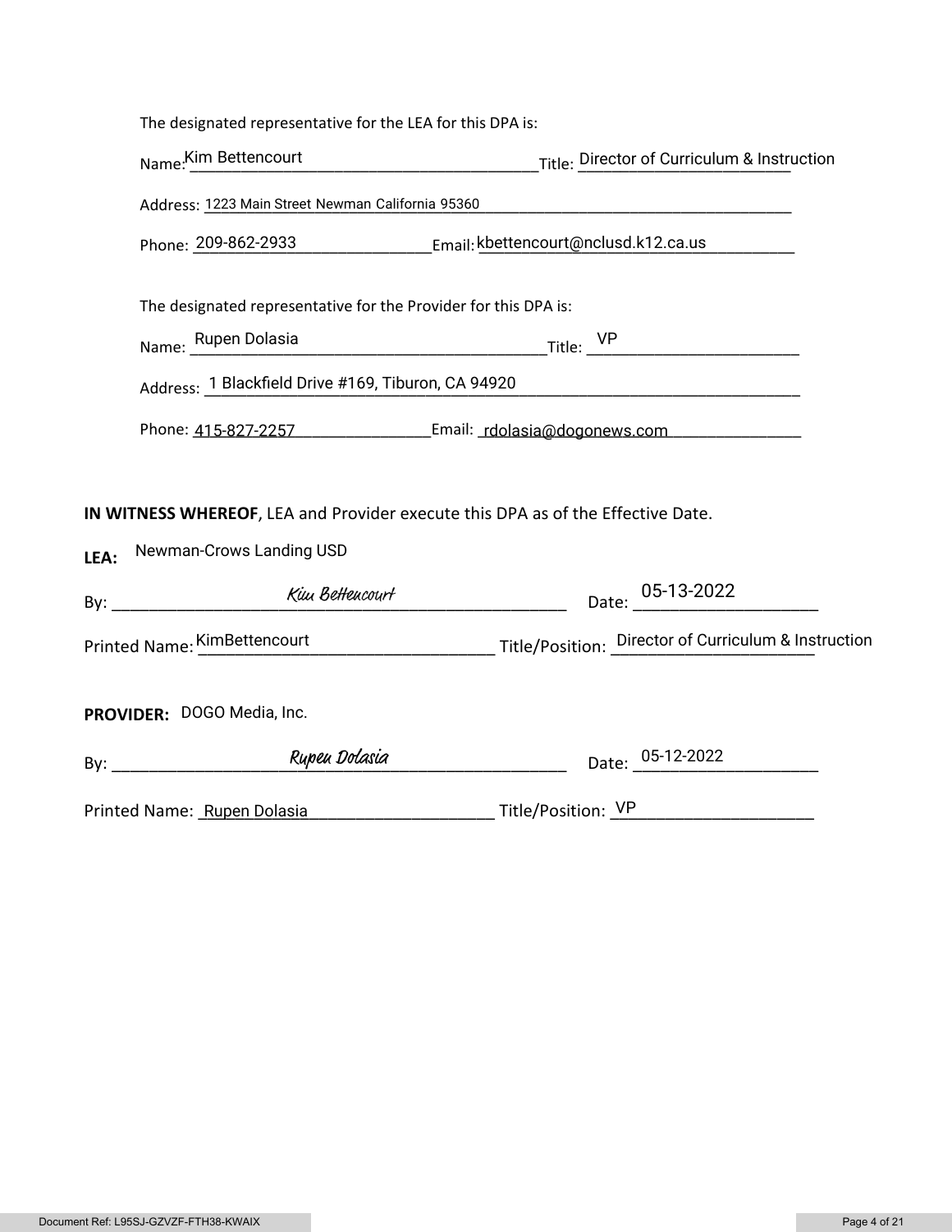The designated representative for the LEA for this DPA is:

Name: Kim Bettencourt Title: Director of Curriculum & Instruction

Address: 1223 Main Street Newman California 95360

Phone: 209-862-2933 Email: kbettencourt@nclusd.k12.ca.us

The designated representative for the Provider for this DPA is:

Name: Rupen Dolasia Title: VP

Address: 1 Blackfield Drive #169, Tiburon, CA 94920

Phone: 415-827-2257 Email: rdolasia@dogonews.com

**IN WITNESS WHEREOF**, LEA and Provider execute this DPA as of the Effective Date.

**LEA:** Newman-Crows Landing USD

By: *Kim Bettencourt* Date: 05-13-2022

Printed Name: KimBettencourt Title/Position: Director of Curriculum & Instruction

**PROVIDER:** DOGO Media, Inc.

By: *Rupen Dolasia* Date: 05-12-2022

Printed Name: Rupen Dolasia Title/Position: VP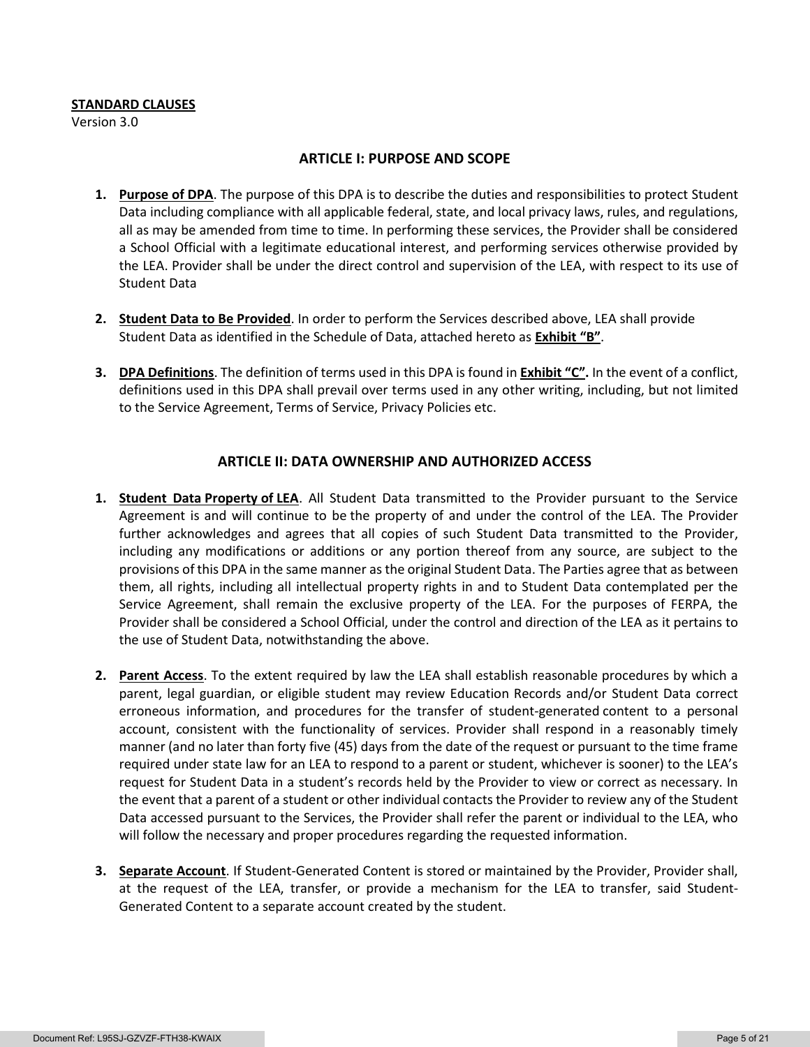**STANDARD CLAUSES**

Version 3.0

## ARTICLE I: PURPOSE AND SCOPE

1. **Purpose of DPA**. The purpose of this DPA is to describe the duties and responsibilities to protect Student Data including compliance with all applicable federal, state, and local privacy laws, rules, and regulations, all as may be amended from time to time. In performing these services, the Provider shall be considered a School Official with a legitimate educational interest, and performing services otherwise provided by the LEA. Provider shall be under the direct control and supervision of the LEA, with respect to its use of Student Data

2. **Student Data to Be Provided**. In order to perform the Services described above, LEA shall provide Student Data as identified in the Schedule of Data, attached hereto as **Exhibit "B"**.

3. **DPA Definitions**. The definition of terms used in this DPA is found in **Exhibit "C".** In the event of a conflict, definitions used in this DPA shall prevail over terms used in any other writing, including, but not limited to the Service Agreement, Terms of Service, Privacy Policies etc.

## ARTICLE II: DATA OWNERSHIP AND AUTHORIZED ACCESS

1. **Student Data Property of LEA**. All Student Data transmitted to the Provider pursuant to the Service Agreement is and will continue to be the property of and under the control of the LEA. The Provider further acknowledges and agrees that all copies of such Student Data transmitted to the Provider, including any modifications or additions or any portion thereof from any source, are subject to the provisions of this DPA in the same manner as the original Student Data. The Parties agree that as between them, all rights, including all intellectual property rights in and to Student Data contemplated per the Service Agreement, shall remain the exclusive property of the LEA. For the purposes of FERPA, the Provider shall be considered a School Official, under the control and direction of the LEA as it pertains to the use of Student Data, notwithstanding the above.

2. **Parent Access**. To the extent required by law the LEA shall establish reasonable procedures by which a parent, legal guardian, or eligible student may review Education Records and/or Student Data correct erroneous information, and procedures for the transfer of student-generated content to a personal account, consistent with the functionality of services. Provider shall respond in a reasonably timely manner (and no later than forty five (45) days from the date of the request or pursuant to the time frame required under state law for an LEA to respond to a parent or student, whichever is sooner) to the LEA's request for Student Data in a student's records held by the Provider to view or correct as necessary. In the event that a parent of a student or other individual contacts the Provider to review any of the Student Data accessed pursuant to the Services, the Provider shall refer the parent or individual to the LEA, who will follow the necessary and proper procedures regarding the requested information.

3. **Separate Account**. If Student-Generated Content is stored or maintained by the Provider, Provider shall, at the request of the LEA, transfer, or provide a mechanism for the LEA to transfer, said Student-Generated Content to a separate account created by the student.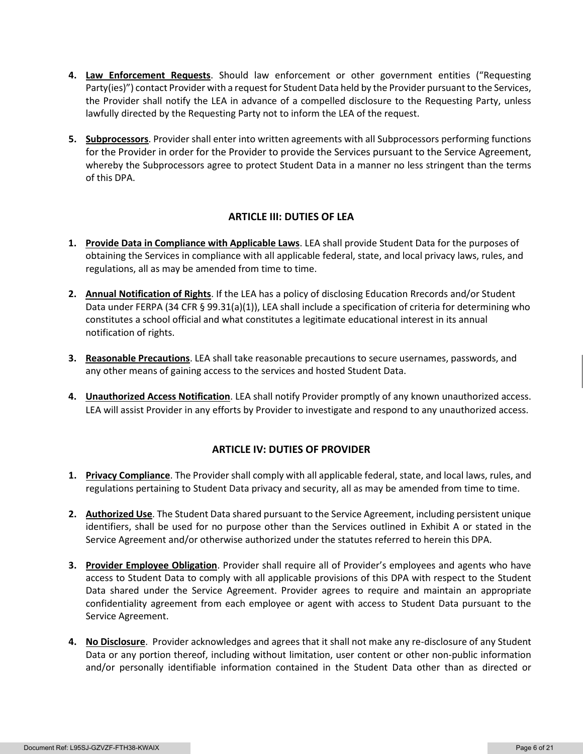4. **Law Enforcement Requests**. Should law enforcement or other government entities ("Requesting Party(ies)") contact Provider with a request for Student Data held by the Provider pursuant to the Services, the Provider shall notify the LEA in advance of a compelled disclosure to the Requesting Party, unless lawfully directed by the Requesting Party not to inform the LEA of the request.

5. **Subprocessors**. Provider shall enter into written agreements with all Subprocessors performing functions for the Provider in order for the Provider to provide the Services pursuant to the Service Agreement, whereby the Subprocessors agree to protect Student Data in a manner no less stringent than the terms of this DPA.

## ARTICLE III: DUTIES OF LEA

1. **Provide Data in Compliance with Applicable Laws**. LEA shall provide Student Data for the purposes of obtaining the Services in compliance with all applicable federal, state, and local privacy laws, rules, and regulations, all as may be amended from time to time.

2. **Annual Notification of Rights**. If the LEA has a policy of disclosing Education Rrecords and/or Student Data under FERPA (34 CFR § 99.31(a)(1)), LEA shall include a specification of criteria for determining who constitutes a school official and what constitutes a legitimate educational interest in its annual notification of rights.

3. **Reasonable Precautions**. LEA shall take reasonable precautions to secure usernames, passwords, and any other means of gaining access to the services and hosted Student Data.

4. **Unauthorized Access Notification**. LEA shall notify Provider promptly of any known unauthorized access. LEA will assist Provider in any efforts by Provider to investigate and respond to any unauthorized access.

## ARTICLE IV: DUTIES OF PROVIDER

1. **Privacy Compliance**. The Provider shall comply with all applicable federal, state, and local laws, rules, and regulations pertaining to Student Data privacy and security, all as may be amended from time to time.

2. **Authorized Use**. The Student Data shared pursuant to the Service Agreement, including persistent unique identifiers, shall be used for no purpose other than the Services outlined in Exhibit A or stated in the Service Agreement and/or otherwise authorized under the statutes referred to herein this DPA.

3. **Provider Employee Obligation**. Provider shall require all of Provider's employees and agents who have access to Student Data to comply with all applicable provisions of this DPA with respect to the Student Data shared under the Service Agreement. Provider agrees to require and maintain an appropriate confidentiality agreement from each employee or agent with access to Student Data pursuant to the Service Agreement.

4. **No Disclosure**. Provider acknowledges and agrees that it shall not make any re-disclosure of any Student Data or any portion thereof, including without limitation, user content or other non-public information and/or personally identifiable information contained in the Student Data other than as directed or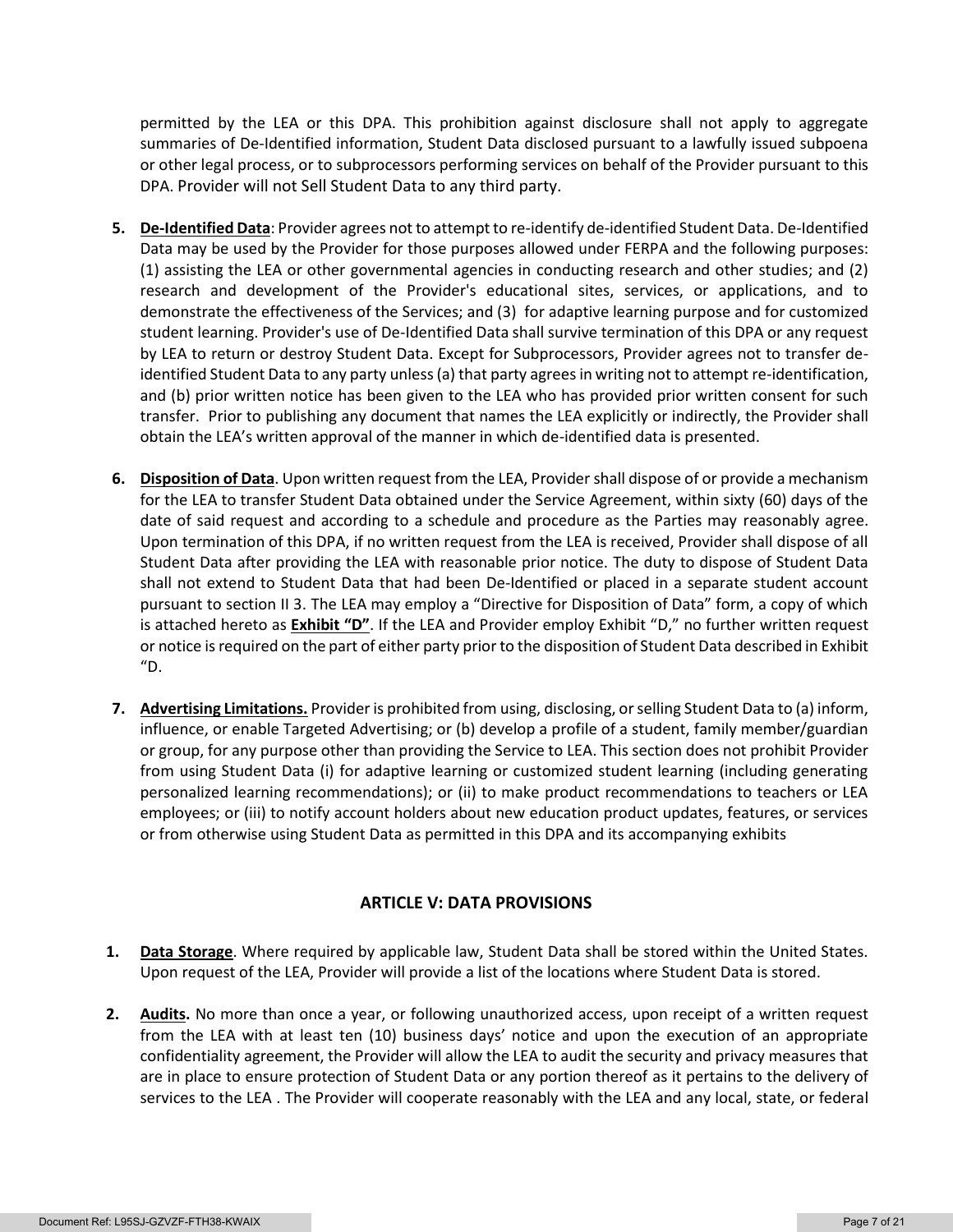permitted by the LEA or this DPA. This prohibition against disclosure shall not apply to aggregate summaries of De-Identified information, Student Data disclosed pursuant to a lawfully issued subpoena or other legal process, or to subprocessors performing services on behalf of the Provider pursuant to this DPA. Provider will not Sell Student Data to any third party.

5. **De-Identified Data**: Provider agrees not to attempt to re-identify de-identified Student Data. De-Identified Data may be used by the Provider for those purposes allowed under FERPA and the following purposes: (1) assisting the LEA or other governmental agencies in conducting research and other studies; and (2) research and development of the Provider's educational sites, services, or applications, and to demonstrate the effectiveness of the Services; and (3) for adaptive learning purpose and for customized student learning. Provider's use of De-Identified Data shall survive termination of this DPA or any request by LEA to return or destroy Student Data. Except for Subprocessors, Provider agrees not to transfer de-identified Student Data to any party unless (a) that party agrees in writing not to attempt re-identification, and (b) prior written notice has been given to the LEA who has provided prior written consent for such transfer. Prior to publishing any document that names the LEA explicitly or indirectly, the Provider shall obtain the LEA's written approval of the manner in which de-identified data is presented.

6. **Disposition of Data**. Upon written request from the LEA, Provider shall dispose of or provide a mechanism for the LEA to transfer Student Data obtained under the Service Agreement, within sixty (60) days of the date of said request and according to a schedule and procedure as the Parties may reasonably agree. Upon termination of this DPA, if no written request from the LEA is received, Provider shall dispose of all Student Data after providing the LEA with reasonable prior notice. The duty to dispose of Student Data shall not extend to Student Data that had been De-Identified or placed in a separate student account pursuant to section II 3. The LEA may employ a "Directive for Disposition of Data" form, a copy of which is attached hereto as **Exhibit "D"**. If the LEA and Provider employ Exhibit "D," no further written request or notice is required on the part of either party prior to the disposition of Student Data described in Exhibit "D.

7. **Advertising Limitations.** Provider is prohibited from using, disclosing, or selling Student Data to (a) inform, influence, or enable Targeted Advertising; or (b) develop a profile of a student, family member/guardian or group, for any purpose other than providing the Service to LEA. This section does not prohibit Provider from using Student Data (i) for adaptive learning or customized student learning (including generating personalized learning recommendations); or (ii) to make product recommendations to teachers or LEA employees; or (iii) to notify account holders about new education product updates, features, or services or from otherwise using Student Data as permitted in this DPA and its accompanying exhibits

## ARTICLE V: DATA PROVISIONS

1. **Data Storage**. Where required by applicable law, Student Data shall be stored within the United States. Upon request of the LEA, Provider will provide a list of the locations where Student Data is stored.

2. **Audits.** No more than once a year, or following unauthorized access, upon receipt of a written request from the LEA with at least ten (10) business days' notice and upon the execution of an appropriate confidentiality agreement, the Provider will allow the LEA to audit the security and privacy measures that are in place to ensure protection of Student Data or any portion thereof as it pertains to the delivery of services to the LEA . The Provider will cooperate reasonably with the LEA and any local, state, or federal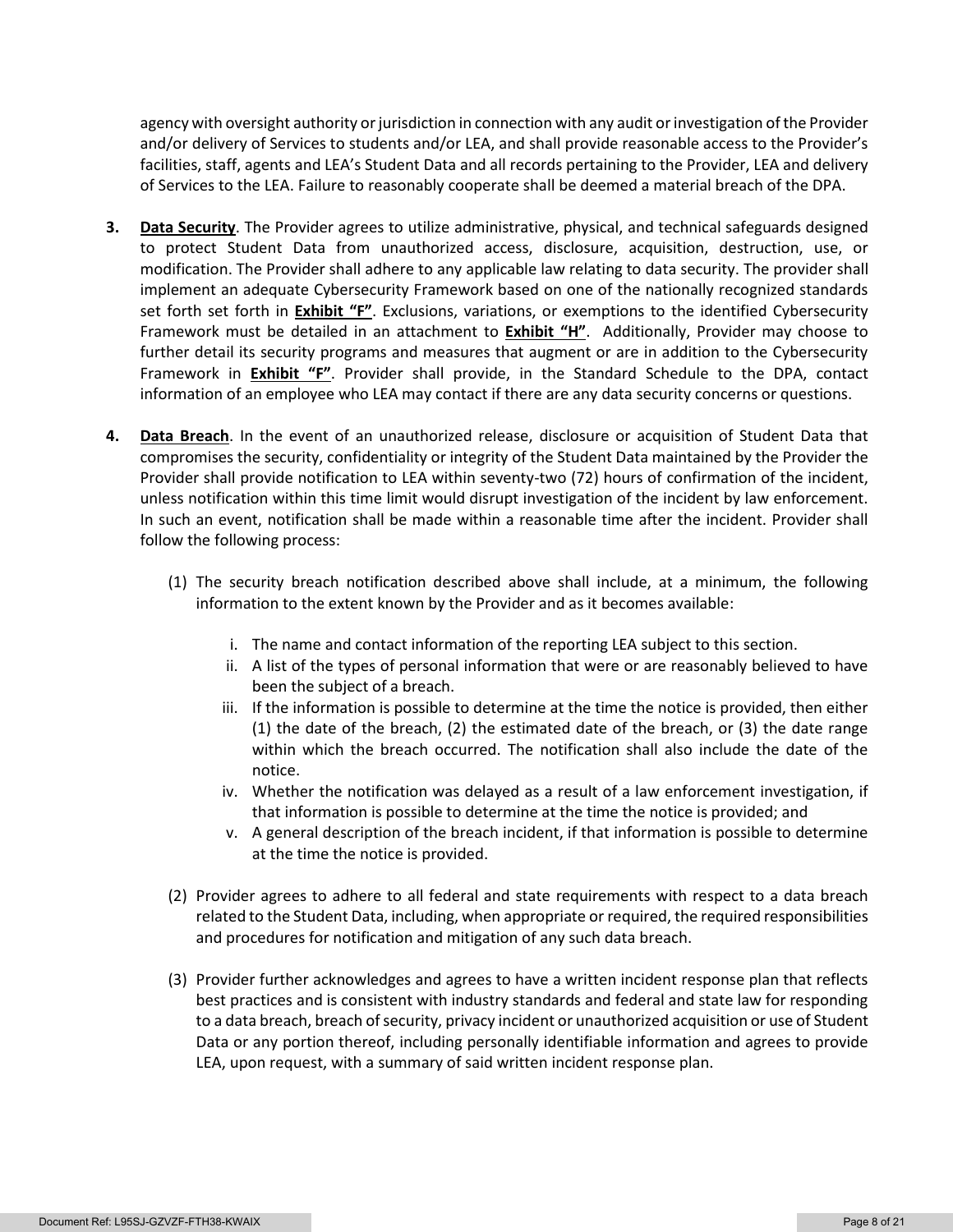agency with oversight authority or jurisdiction in connection with any audit or investigation of the Provider and/or delivery of Services to students and/or LEA, and shall provide reasonable access to the Provider's facilities, staff, agents and LEA's Student Data and all records pertaining to the Provider, LEA and delivery of Services to the LEA. Failure to reasonably cooperate shall be deemed a material breach of the DPA.

**3.** **Data Security**. The Provider agrees to utilize administrative, physical, and technical safeguards designed to protect Student Data from unauthorized access, disclosure, acquisition, destruction, use, or modification. The Provider shall adhere to any applicable law relating to data security. The provider shall implement an adequate Cybersecurity Framework based on one of the nationally recognized standards set forth set forth in **Exhibit "F"**. Exclusions, variations, or exemptions to the identified Cybersecurity Framework must be detailed in an attachment to **Exhibit "H"**. Additionally, Provider may choose to further detail its security programs and measures that augment or are in addition to the Cybersecurity Framework in **Exhibit "F"**. Provider shall provide, in the Standard Schedule to the DPA, contact information of an employee who LEA may contact if there are any data security concerns or questions.

**4.** **Data Breach**. In the event of an unauthorized release, disclosure or acquisition of Student Data that compromises the security, confidentiality or integrity of the Student Data maintained by the Provider the Provider shall provide notification to LEA within seventy-two (72) hours of confirmation of the incident, unless notification within this time limit would disrupt investigation of the incident by law enforcement. In such an event, notification shall be made within a reasonable time after the incident. Provider shall follow the following process:

(1) The security breach notification described above shall include, at a minimum, the following information to the extent known by the Provider and as it becomes available:

  i. The name and contact information of the reporting LEA subject to this section.
  ii. A list of the types of personal information that were or are reasonably believed to have been the subject of a breach.
  iii. If the information is possible to determine at the time the notice is provided, then either (1) the date of the breach, (2) the estimated date of the breach, or (3) the date range within which the breach occurred. The notification shall also include the date of the notice.
  iv. Whether the notification was delayed as a result of a law enforcement investigation, if that information is possible to determine at the time the notice is provided; and
  v. A general description of the breach incident, if that information is possible to determine at the time the notice is provided.

(2) Provider agrees to adhere to all federal and state requirements with respect to a data breach related to the Student Data, including, when appropriate or required, the required responsibilities and procedures for notification and mitigation of any such data breach.

(3) Provider further acknowledges and agrees to have a written incident response plan that reflects best practices and is consistent with industry standards and federal and state law for responding to a data breach, breach of security, privacy incident or unauthorized acquisition or use of Student Data or any portion thereof, including personally identifiable information and agrees to provide LEA, upon request, with a summary of said written incident response plan.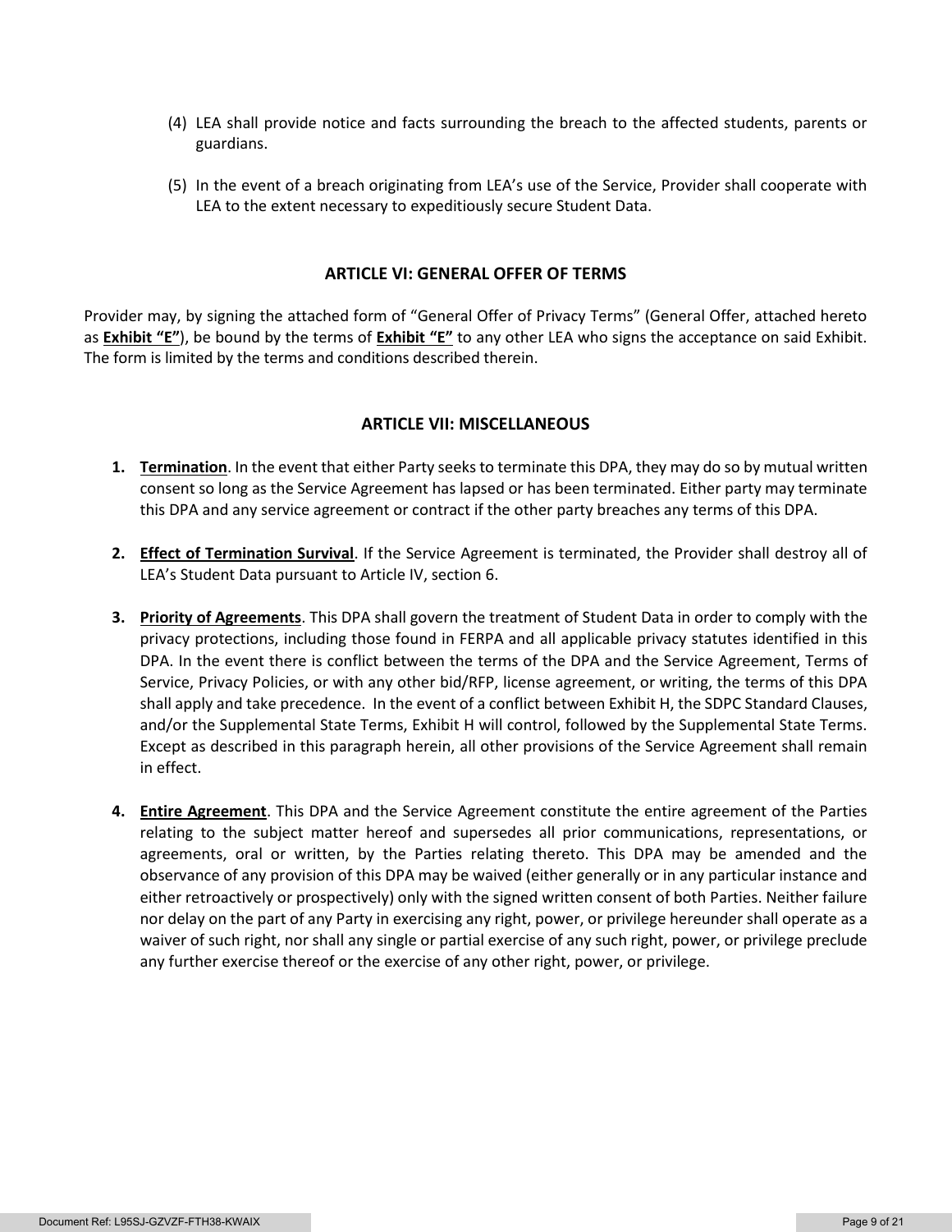(4) LEA shall provide notice and facts surrounding the breach to the affected students, parents or guardians.

(5) In the event of a breach originating from LEA's use of the Service, Provider shall cooperate with LEA to the extent necessary to expeditiously secure Student Data.

## ARTICLE VI: GENERAL OFFER OF TERMS

Provider may, by signing the attached form of "General Offer of Privacy Terms" (General Offer, attached hereto as **Exhibit "E"**), be bound by the terms of **Exhibit "E"** to any other LEA who signs the acceptance on said Exhibit. The form is limited by the terms and conditions described therein.

## ARTICLE VII: MISCELLANEOUS

1. **Termination**. In the event that either Party seeks to terminate this DPA, they may do so by mutual written consent so long as the Service Agreement has lapsed or has been terminated. Either party may terminate this DPA and any service agreement or contract if the other party breaches any terms of this DPA.

2. **Effect of Termination Survival**. If the Service Agreement is terminated, the Provider shall destroy all of LEA's Student Data pursuant to Article IV, section 6.

3. **Priority of Agreements**. This DPA shall govern the treatment of Student Data in order to comply with the privacy protections, including those found in FERPA and all applicable privacy statutes identified in this DPA. In the event there is conflict between the terms of the DPA and the Service Agreement, Terms of Service, Privacy Policies, or with any other bid/RFP, license agreement, or writing, the terms of this DPA shall apply and take precedence. In the event of a conflict between Exhibit H, the SDPC Standard Clauses, and/or the Supplemental State Terms, Exhibit H will control, followed by the Supplemental State Terms. Except as described in this paragraph herein, all other provisions of the Service Agreement shall remain in effect.

4. **Entire Agreement**. This DPA and the Service Agreement constitute the entire agreement of the Parties relating to the subject matter hereof and supersedes all prior communications, representations, or agreements, oral or written, by the Parties relating thereto. This DPA may be amended and the observance of any provision of this DPA may be waived (either generally or in any particular instance and either retroactively or prospectively) only with the signed written consent of both Parties. Neither failure nor delay on the part of any Party in exercising any right, power, or privilege hereunder shall operate as a waiver of such right, nor shall any single or partial exercise of any such right, power, or privilege preclude any further exercise thereof or the exercise of any other right, power, or privilege.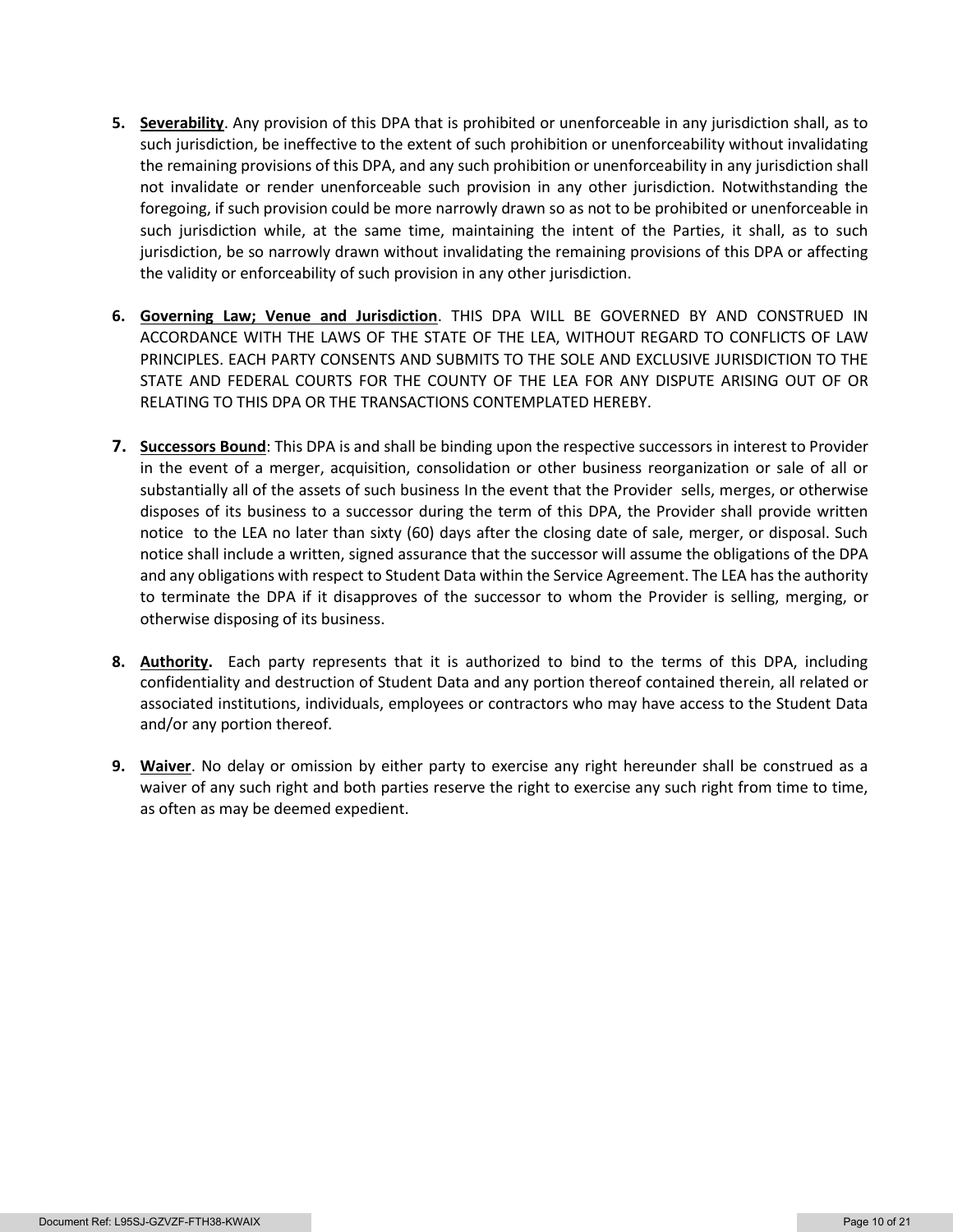5. **Severability**. Any provision of this DPA that is prohibited or unenforceable in any jurisdiction shall, as to such jurisdiction, be ineffective to the extent of such prohibition or unenforceability without invalidating the remaining provisions of this DPA, and any such prohibition or unenforceability in any jurisdiction shall not invalidate or render unenforceable such provision in any other jurisdiction. Notwithstanding the foregoing, if such provision could be more narrowly drawn so as not to be prohibited or unenforceable in such jurisdiction while, at the same time, maintaining the intent of the Parties, it shall, as to such jurisdiction, be so narrowly drawn without invalidating the remaining provisions of this DPA or affecting the validity or enforceability of such provision in any other jurisdiction.

6. **Governing Law; Venue and Jurisdiction**. THIS DPA WILL BE GOVERNED BY AND CONSTRUED IN ACCORDANCE WITH THE LAWS OF THE STATE OF THE LEA, WITHOUT REGARD TO CONFLICTS OF LAW PRINCIPLES. EACH PARTY CONSENTS AND SUBMITS TO THE SOLE AND EXCLUSIVE JURISDICTION TO THE STATE AND FEDERAL COURTS FOR THE COUNTY OF THE LEA FOR ANY DISPUTE ARISING OUT OF OR RELATING TO THIS DPA OR THE TRANSACTIONS CONTEMPLATED HEREBY.

7. **Successors Bound**: This DPA is and shall be binding upon the respective successors in interest to Provider in the event of a merger, acquisition, consolidation or other business reorganization or sale of all or substantially all of the assets of such business In the event that the Provider sells, merges, or otherwise disposes of its business to a successor during the term of this DPA, the Provider shall provide written notice to the LEA no later than sixty (60) days after the closing date of sale, merger, or disposal. Such notice shall include a written, signed assurance that the successor will assume the obligations of the DPA and any obligations with respect to Student Data within the Service Agreement. The LEA has the authority to terminate the DPA if it disapproves of the successor to whom the Provider is selling, merging, or otherwise disposing of its business.

8. **Authority.** Each party represents that it is authorized to bind to the terms of this DPA, including confidentiality and destruction of Student Data and any portion thereof contained therein, all related or associated institutions, individuals, employees or contractors who may have access to the Student Data and/or any portion thereof.

9. **Waiver**. No delay or omission by either party to exercise any right hereunder shall be construed as a waiver of any such right and both parties reserve the right to exercise any such right from time to time, as often as may be deemed expedient.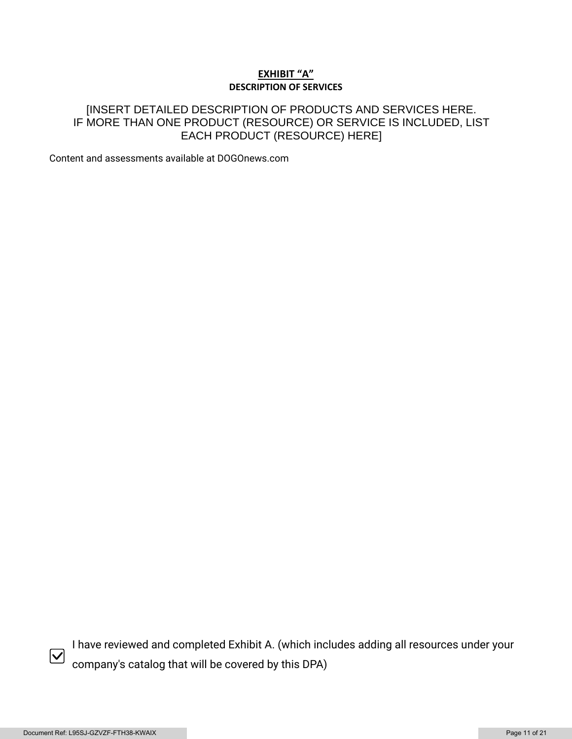# EXHIBIT "A"

## DESCRIPTION OF SERVICES

[INSERT DETAILED DESCRIPTION OF PRODUCTS AND SERVICES HERE. IF MORE THAN ONE PRODUCT (RESOURCE) OR SERVICE IS INCLUDED, LIST EACH PRODUCT (RESOURCE) HERE]

Content and assessments available at DOGOnews.com

☑ I have reviewed and completed Exhibit A. (which includes adding all resources under your company's catalog that will be covered by this DPA)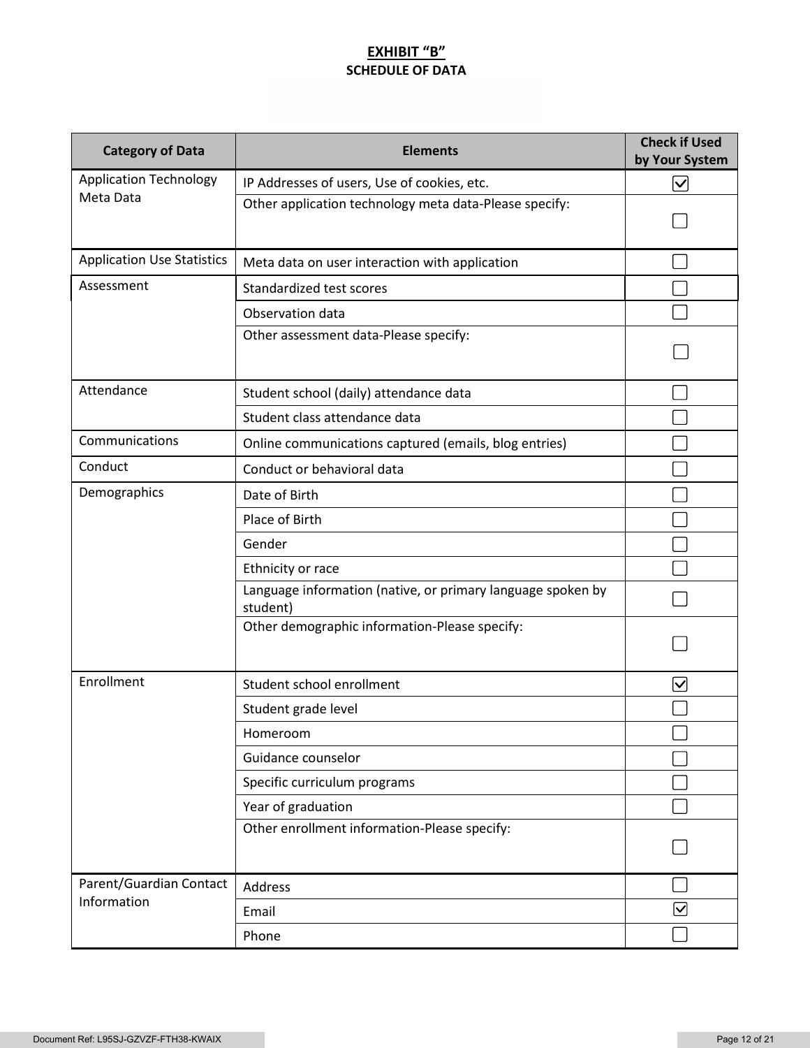**EXHIBIT "B"**

**SCHEDULE OF DATA**

| Category of Data | Elements | Check if Used by Your System |
|---|---|---|
| Application Technology Meta Data | IP Addresses of users, Use of cookies, etc. | ☑ |
| | Other application technology meta data-Please specify: | ☐ |
| Application Use Statistics | Meta data on user interaction with application | ☐ |
| Assessment | Standardized test scores | ☐ |
| | Observation data | ☐ |
| | Other assessment data-Please specify: | ☐ |
| Attendance | Student school (daily) attendance data | ☐ |
| | Student class attendance data | ☐ |
| Communications | Online communications captured (emails, blog entries) | ☐ |
| Conduct | Conduct or behavioral data | ☐ |
| Demographics | Date of Birth | ☐ |
| | Place of Birth | ☐ |
| | Gender | ☐ |
| | Ethnicity or race | ☐ |
| | Language information (native, or primary language spoken by student) | ☐ |
| | Other demographic information-Please specify: | ☐ |
| Enrollment | Student school enrollment | ☑ |
| | Student grade level | ☐ |
| | Homeroom | ☐ |
| | Guidance counselor | ☐ |
| | Specific curriculum programs | ☐ |
| | Year of graduation | ☐ |
| | Other enrollment information-Please specify: | ☐ |
| Parent/Guardian Contact Information | Address | ☐ |
| | Email | ☑ |
| | Phone | ☐ |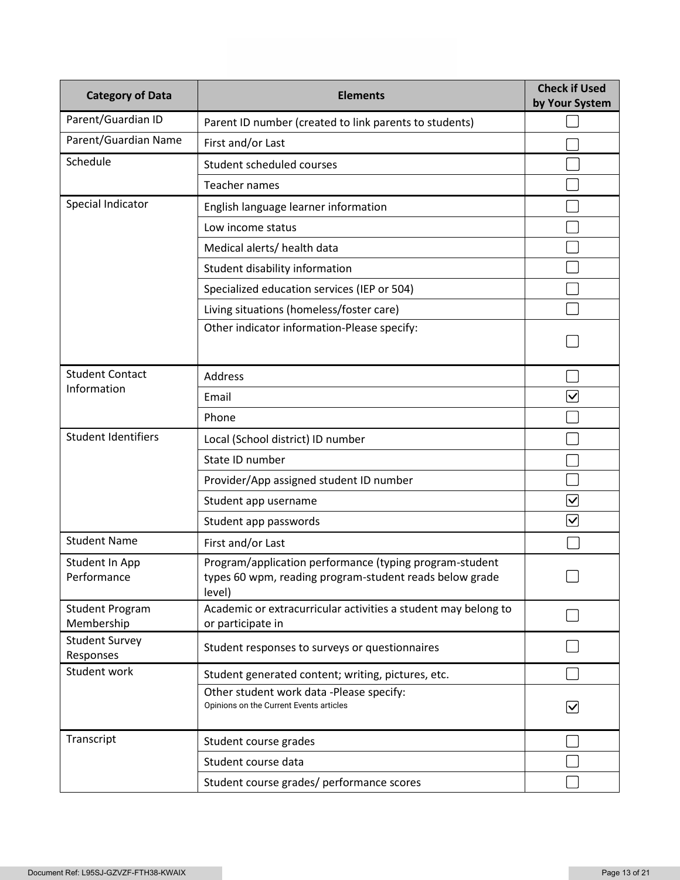| Category of Data | Elements | Check if Used by Your System |
| --- | --- | --- |
| Parent/Guardian ID | Parent ID number (created to link parents to students) | ☐ |
| Parent/Guardian Name | First and/or Last | ☐ |
| Schedule | Student scheduled courses | ☐ |
| | Teacher names | ☐ |
| Special Indicator | English language learner information | ☐ |
| | Low income status | ☐ |
| | Medical alerts/ health data | ☐ |
| | Student disability information | ☐ |
| | Specialized education services (IEP or 504) | ☐ |
| | Living situations (homeless/foster care) | ☐ |
| | Other indicator information-Please specify: | ☐ |
| Student Contact Information | Address | ☐ |
| | Email | ☑ |
| | Phone | ☐ |
| Student Identifiers | Local (School district) ID number | ☐ |
| | State ID number | ☐ |
| | Provider/App assigned student ID number | ☐ |
| | Student app username | ☑ |
| | Student app passwords | ☑ |
| Student Name | First and/or Last | ☐ |
| Student In App Performance | Program/application performance (typing program-student types 60 wpm, reading program-student reads below grade level) | ☐ |
| Student Program Membership | Academic or extracurricular activities a student may belong to or participate in | ☐ |
| Student Survey Responses | Student responses to surveys or questionnaires | ☐ |
| Student work | Student generated content; writing, pictures, etc. | ☐ |
| | Other student work data -Please specify: Opinions on the Current Events articles | ☑ |
| Transcript | Student course grades | ☐ |
| | Student course data | ☐ |
| | Student course grades/ performance scores | ☐ |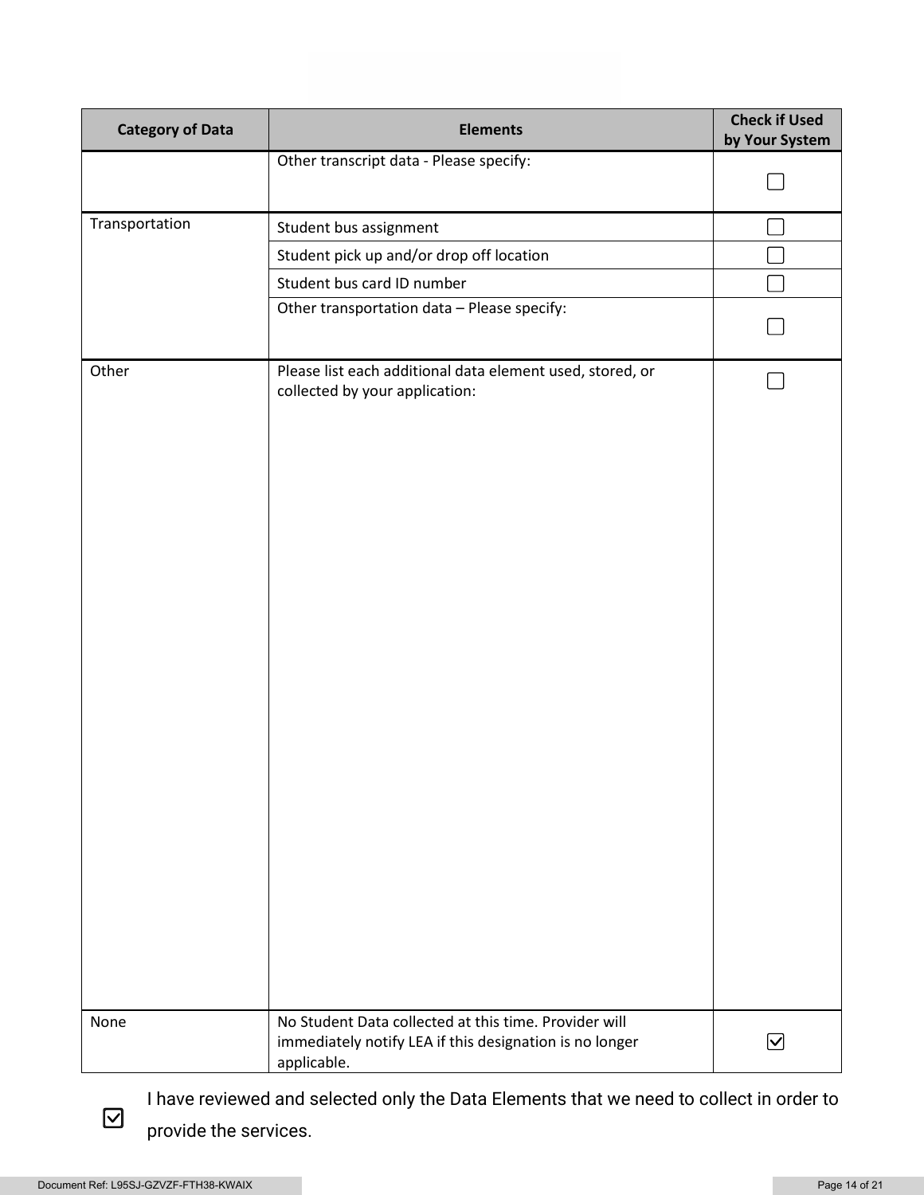| Category of Data | Elements | Check if Used by Your System |
| --- | --- | --- |
| | Other transcript data - Please specify: | ☐ |
| Transportation | Student bus assignment | ☐ |
| | Student pick up and/or drop off location | ☐ |
| | Student bus card ID number | ☐ |
| | Other transportation data – Please specify: | ☐ |
| Other | Please list each additional data element used, stored, or collected by your application: | ☐ |
| None | No Student Data collected at this time. Provider will immediately notify LEA if this designation is no longer applicable. | ☑ |

☑ I have reviewed and selected only the Data Elements that we need to collect in order to provide the services.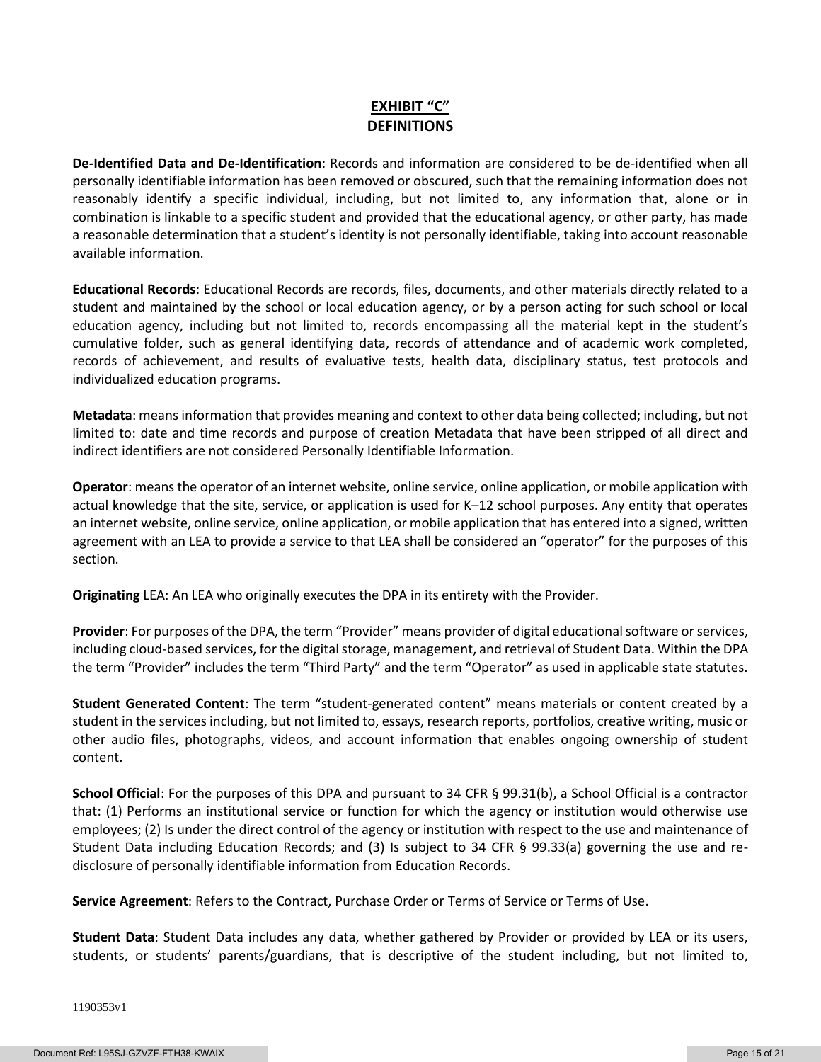## EXHIBIT "C"

## DEFINITIONS

**De-Identified Data and De-Identification**: Records and information are considered to be de-identified when all personally identifiable information has been removed or obscured, such that the remaining information does not reasonably identify a specific individual, including, but not limited to, any information that, alone or in combination is linkable to a specific student and provided that the educational agency, or other party, has made a reasonable determination that a student's identity is not personally identifiable, taking into account reasonable available information.

**Educational Records**: Educational Records are records, files, documents, and other materials directly related to a student and maintained by the school or local education agency, or by a person acting for such school or local education agency, including but not limited to, records encompassing all the material kept in the student's cumulative folder, such as general identifying data, records of attendance and of academic work completed, records of achievement, and results of evaluative tests, health data, disciplinary status, test protocols and individualized education programs.

**Metadata**: means information that provides meaning and context to other data being collected; including, but not limited to: date and time records and purpose of creation Metadata that have been stripped of all direct and indirect identifiers are not considered Personally Identifiable Information.

**Operator**: means the operator of an internet website, online service, online application, or mobile application with actual knowledge that the site, service, or application is used for K–12 school purposes. Any entity that operates an internet website, online service, online application, or mobile application that has entered into a signed, written agreement with an LEA to provide a service to that LEA shall be considered an "operator" for the purposes of this section.

**Originating** LEA: An LEA who originally executes the DPA in its entirety with the Provider.

**Provider**: For purposes of the DPA, the term "Provider" means provider of digital educational software or services, including cloud-based services, for the digital storage, management, and retrieval of Student Data. Within the DPA the term "Provider" includes the term "Third Party" and the term "Operator" as used in applicable state statutes.

**Student Generated Content**: The term "student-generated content" means materials or content created by a student in the services including, but not limited to, essays, research reports, portfolios, creative writing, music or other audio files, photographs, videos, and account information that enables ongoing ownership of student content.

**School Official**: For the purposes of this DPA and pursuant to 34 CFR § 99.31(b), a School Official is a contractor that: (1) Performs an institutional service or function for which the agency or institution would otherwise use employees; (2) Is under the direct control of the agency or institution with respect to the use and maintenance of Student Data including Education Records; and (3) Is subject to 34 CFR § 99.33(a) governing the use and re-disclosure of personally identifiable information from Education Records.

**Service Agreement**: Refers to the Contract, Purchase Order or Terms of Service or Terms of Use.

**Student Data**: Student Data includes any data, whether gathered by Provider or provided by LEA or its users, students, or students' parents/guardians, that is descriptive of the student including, but not limited to,

1190353v1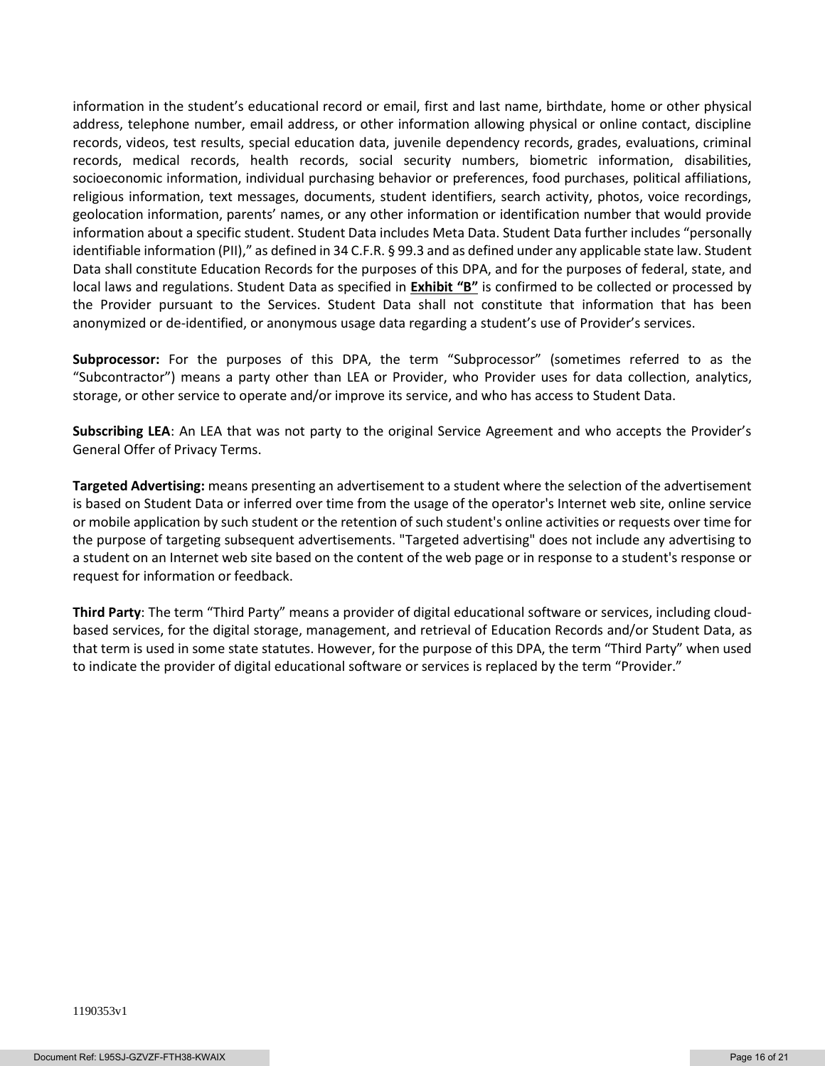information in the student's educational record or email, first and last name, birthdate, home or other physical address, telephone number, email address, or other information allowing physical or online contact, discipline records, videos, test results, special education data, juvenile dependency records, grades, evaluations, criminal records, medical records, health records, social security numbers, biometric information, disabilities, socioeconomic information, individual purchasing behavior or preferences, food purchases, political affiliations, religious information, text messages, documents, student identifiers, search activity, photos, voice recordings, geolocation information, parents' names, or any other information or identification number that would provide information about a specific student. Student Data includes Meta Data. Student Data further includes "personally identifiable information (PII)," as defined in 34 C.F.R. § 99.3 and as defined under any applicable state law. Student Data shall constitute Education Records for the purposes of this DPA, and for the purposes of federal, state, and local laws and regulations. Student Data as specified in **Exhibit "B"** is confirmed to be collected or processed by the Provider pursuant to the Services. Student Data shall not constitute that information that has been anonymized or de-identified, or anonymous usage data regarding a student's use of Provider's services.

**Subprocessor:** For the purposes of this DPA, the term "Subprocessor" (sometimes referred to as the "Subcontractor") means a party other than LEA or Provider, who Provider uses for data collection, analytics, storage, or other service to operate and/or improve its service, and who has access to Student Data.

**Subscribing LEA**: An LEA that was not party to the original Service Agreement and who accepts the Provider's General Offer of Privacy Terms.

**Targeted Advertising:** means presenting an advertisement to a student where the selection of the advertisement is based on Student Data or inferred over time from the usage of the operator's Internet web site, online service or mobile application by such student or the retention of such student's online activities or requests over time for the purpose of targeting subsequent advertisements. "Targeted advertising" does not include any advertising to a student on an Internet web site based on the content of the web page or in response to a student's response or request for information or feedback.

**Third Party**: The term "Third Party" means a provider of digital educational software or services, including cloud-based services, for the digital storage, management, and retrieval of Education Records and/or Student Data, as that term is used in some state statutes. However, for the purpose of this DPA, the term "Third Party" when used to indicate the provider of digital educational software or services is replaced by the term "Provider."

1190353v1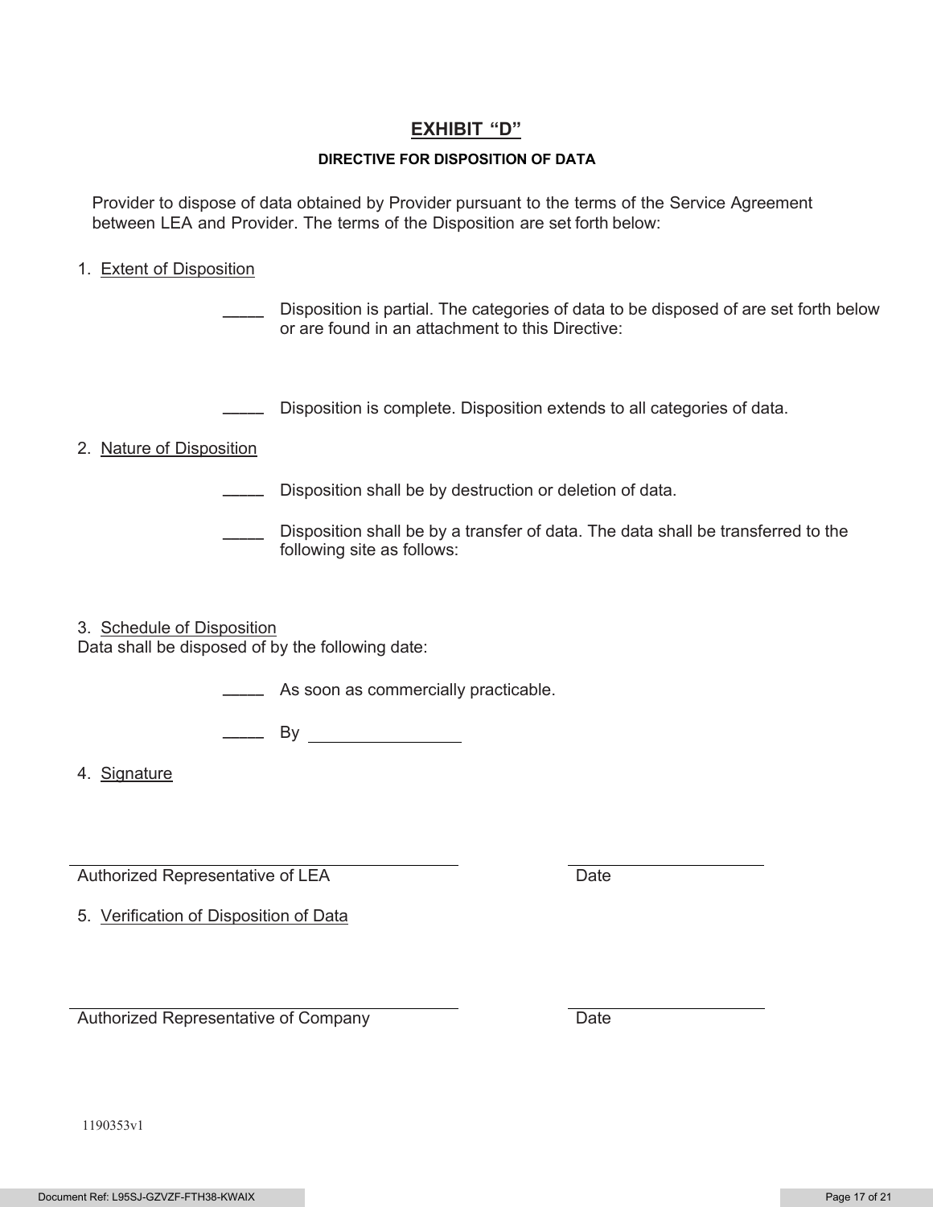# EXHIBIT "D"

## DIRECTIVE FOR DISPOSITION OF DATA

Provider to dispose of data obtained by Provider pursuant to the terms of the Service Agreement between LEA and Provider. The terms of the Disposition are set forth below:

1. Extent of Disposition

____ Disposition is partial. The categories of data to be disposed of are set forth below or are found in an attachment to this Directive:

____ Disposition is complete. Disposition extends to all categories of data.

2. Nature of Disposition

____ Disposition shall be by destruction or deletion of data.

____ Disposition shall be by a transfer of data. The data shall be transferred to the following site as follows:

3. Schedule of Disposition

Data shall be disposed of by the following date:

____ As soon as commercially practicable.

____ By ________________

4. Signature

_______________________________ ________________

Authorized Representative of LEA Date

5. Verification of Disposition of Data

_______________________________ ________________

Authorized Representative of Company Date

1190353v1

Document Ref: L95SJ-GZVZF-FTH38-KWAIX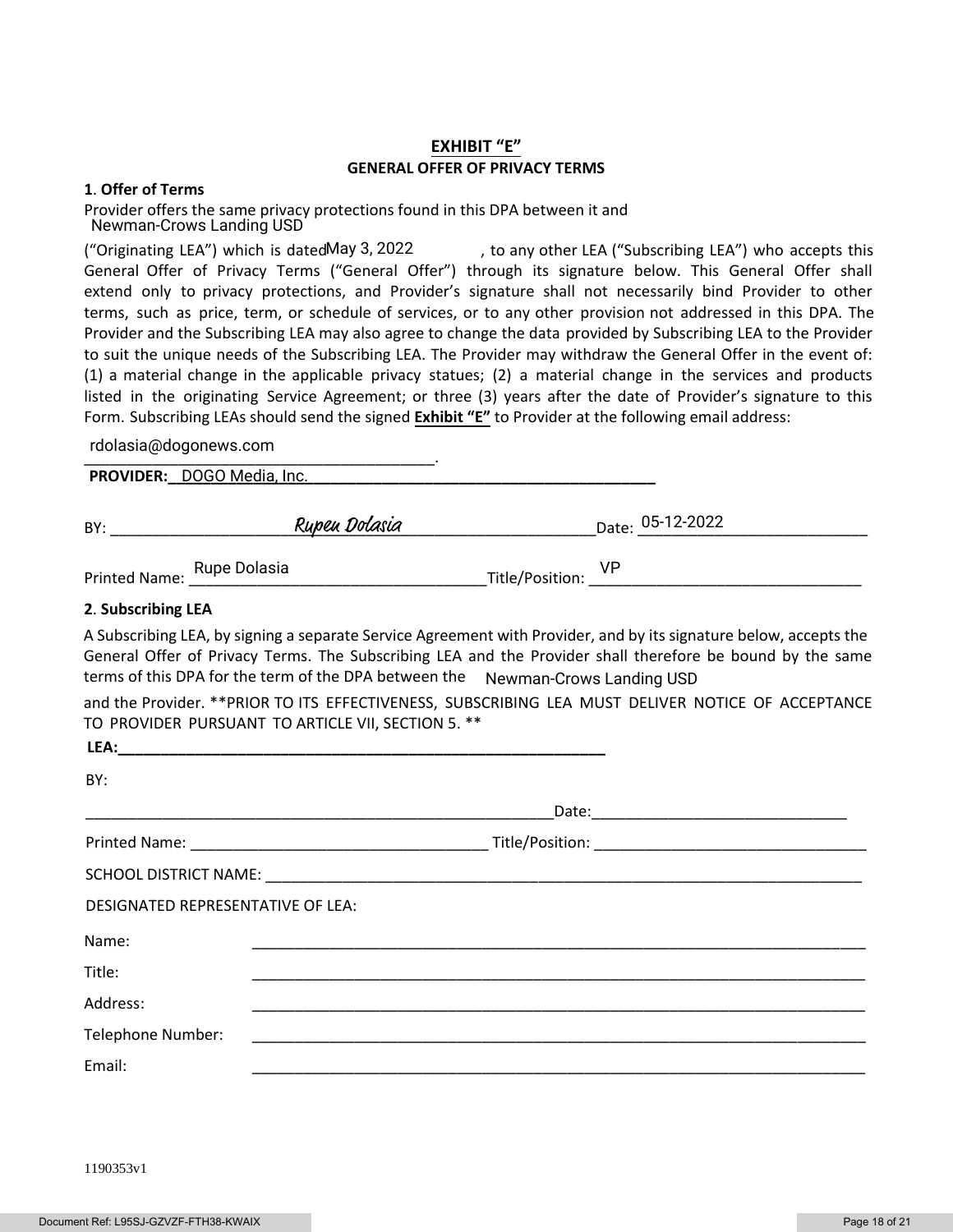# EXHIBIT "E"

## GENERAL OFFER OF PRIVACY TERMS

**1. Offer of Terms**

Provider offers the same privacy protections found in this DPA between it and Newman-Crows Landing USD ("Originating LEA") which is dated May 3, 2022, to any other LEA ("Subscribing LEA") who accepts this General Offer of Privacy Terms ("General Offer") through its signature below. This General Offer shall extend only to privacy protections, and Provider's signature shall not necessarily bind Provider to other terms, such as price, term, or schedule of services, or to any other provision not addressed in this DPA. The Provider and the Subscribing LEA may also agree to change the data provided by Subscribing LEA to the Provider to suit the unique needs of the Subscribing LEA. The Provider may withdraw the General Offer in the event of: (1) a material change in the applicable privacy statues; (2) a material change in the services and products listed in the originating Service Agreement; or three (3) years after the date of Provider's signature to this Form. Subscribing LEAs should send the signed **Exhibit "E"** to Provider at the following email address:

rdolasia@dogonews.com.

**PROVIDER:** DOGO Media, Inc.

BY: *Rupen Dolasia* Date: 05-12-2022

Printed Name: Rupe Dolasia Title/Position: VP

**2. Subscribing LEA**

A Subscribing LEA, by signing a separate Service Agreement with Provider, and by its signature below, accepts the General Offer of Privacy Terms. The Subscribing LEA and the Provider shall therefore be bound by the same terms of this DPA for the term of the DPA between the Newman-Crows Landing USD and the Provider. **PRIOR TO ITS EFFECTIVENESS, SUBSCRIBING LEA MUST DELIVER NOTICE OF ACCEPTANCE TO PROVIDER PURSUANT TO ARTICLE VII, SECTION 5. **

**LEA:**\_\_\_\_\_\_\_\_\_\_\_\_\_\_\_\_\_\_\_\_\_\_\_\_\_\_\_\_\_\_\_\_\_\_\_\_\_\_\_\_

BY:

\_\_\_\_\_\_\_\_\_\_\_\_\_\_\_\_\_\_\_\_\_\_\_\_\_\_\_\_\_\_\_\_\_\_\_\_\_\_\_\_Date:\_\_\_\_\_\_\_\_\_\_\_\_\_\_\_\_\_\_\_\_\_\_\_\_

Printed Name: \_\_\_\_\_\_\_\_\_\_\_\_\_\_\_\_\_\_\_\_\_\_\_\_ Title/Position: \_\_\_\_\_\_\_\_\_\_\_\_\_\_\_\_\_\_\_\_\_\_\_\_

SCHOOL DISTRICT NAME: \_\_\_\_\_\_\_\_\_\_\_\_\_\_\_\_\_\_\_\_\_\_\_\_\_\_\_\_\_\_\_\_\_\_\_\_\_\_\_\_

DESIGNATED REPRESENTATIVE OF LEA:

Name: \_\_\_\_\_\_\_\_\_\_\_\_\_\_\_\_\_\_\_\_\_\_\_\_\_\_\_\_\_\_\_\_\_\_\_\_\_\_\_\_

Title: \_\_\_\_\_\_\_\_\_\_\_\_\_\_\_\_\_\_\_\_\_\_\_\_\_\_\_\_\_\_\_\_\_\_\_\_\_\_\_\_

Address: \_\_\_\_\_\_\_\_\_\_\_\_\_\_\_\_\_\_\_\_\_\_\_\_\_\_\_\_\_\_\_\_\_\_\_\_\_\_\_\_

Telephone Number: \_\_\_\_\_\_\_\_\_\_\_\_\_\_\_\_\_\_\_\_\_\_\_\_\_\_\_\_\_\_\_\_\_\_\_\_\_\_\_\_

Email: \_\_\_\_\_\_\_\_\_\_\_\_\_\_\_\_\_\_\_\_\_\_\_\_\_\_\_\_\_\_\_\_\_\_\_\_\_\_\_\_

1190353v1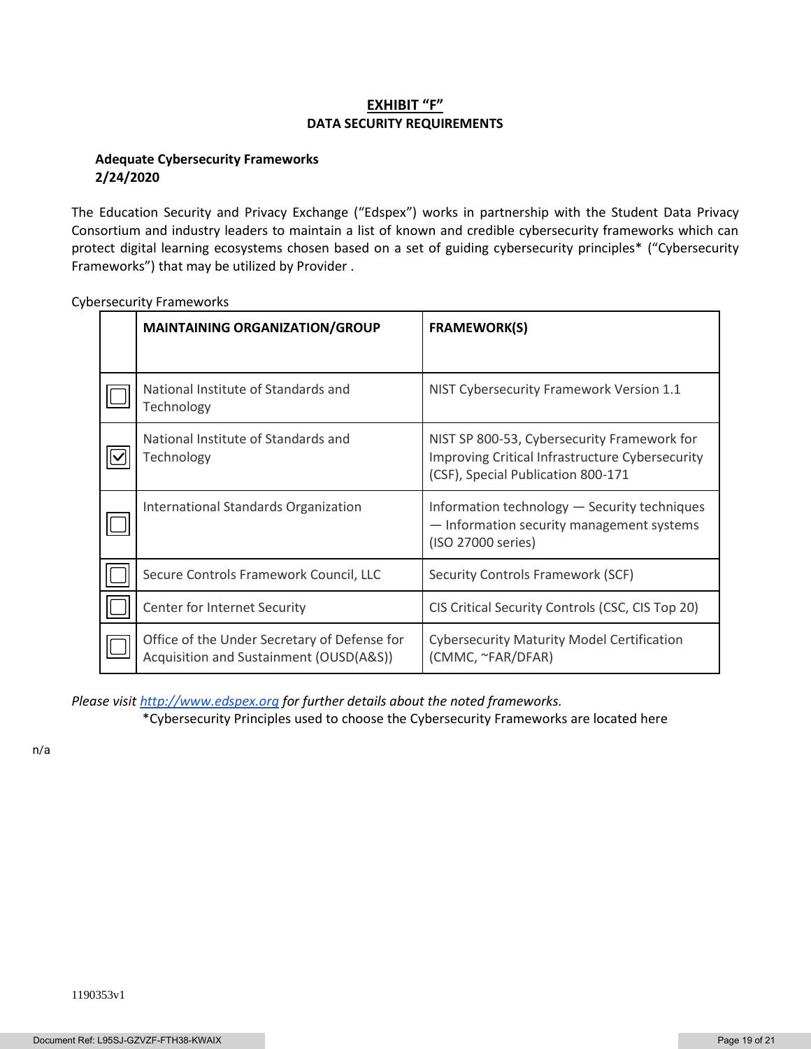# EXHIBIT "F"
## DATA SECURITY REQUIREMENTS

**Adequate Cybersecurity Frameworks**
**2/24/2020**

The Education Security and Privacy Exchange ("Edspex") works in partnership with the Student Data Privacy Consortium and industry leaders to maintain a list of known and credible cybersecurity frameworks which can protect digital learning ecosystems chosen based on a set of guiding cybersecurity principles* ("Cybersecurity Frameworks") that may be utilized by Provider .

Cybersecurity Frameworks

| | MAINTAINING ORGANIZATION/GROUP | FRAMEWORK(S) |
|---|---|---|
| ☐ | National Institute of Standards and Technology | NIST Cybersecurity Framework Version 1.1 |
| ☑ | National Institute of Standards and Technology | NIST SP 800-53, Cybersecurity Framework for Improving Critical Infrastructure Cybersecurity (CSF), Special Publication 800-171 |
| ☐ | International Standards Organization | Information technology — Security techniques — Information security management systems (ISO 27000 series) |
| ☐ | Secure Controls Framework Council, LLC | Security Controls Framework (SCF) |
| ☐ | Center for Internet Security | CIS Critical Security Controls (CSC, CIS Top 20) |
| ☐ | Office of the Under Secretary of Defense for Acquisition and Sustainment (OUSD(A&S)) | Cybersecurity Maturity Model Certification (CMMC, ~FAR/DFAR) |

*Please visit [http://www.edspex.org](http://www.edspex.org) for further details about the noted frameworks.*

*Cybersecurity Principles used to choose the Cybersecurity Frameworks are located here

n/a

1190353v1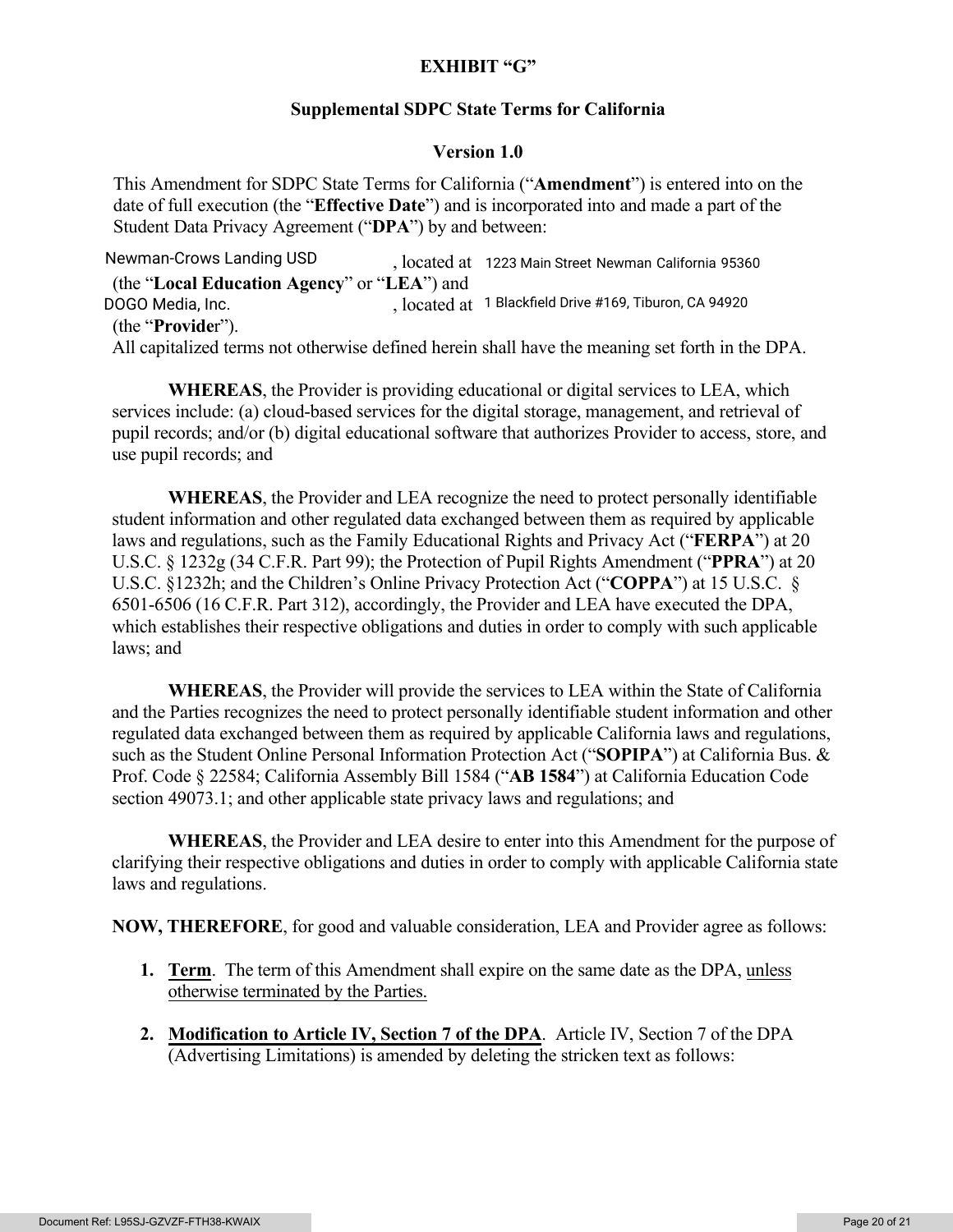**EXHIBIT "G"**

**Supplemental SDPC State Terms for California**

**Version 1.0**

This Amendment for SDPC State Terms for California ("**Amendment**") is entered into on the date of full execution (the "**Effective Date**") and is incorporated into and made a part of the Student Data Privacy Agreement ("**DPA**") by and between:

Newman-Crows Landing USD, located at 1223 Main Street Newman California 95360 (the "**Local Education Agency**" or "**LEA**") and DOGO Media, Inc., located at 1 Blackfield Drive #169, Tiburon, CA 94920 (the "**Provider**").

All capitalized terms not otherwise defined herein shall have the meaning set forth in the DPA.

**WHEREAS**, the Provider is providing educational or digital services to LEA, which services include: (a) cloud-based services for the digital storage, management, and retrieval of pupil records; and/or (b) digital educational software that authorizes Provider to access, store, and use pupil records; and

**WHEREAS**, the Provider and LEA recognize the need to protect personally identifiable student information and other regulated data exchanged between them as required by applicable laws and regulations, such as the Family Educational Rights and Privacy Act ("**FERPA**") at 20 U.S.C. § 1232g (34 C.F.R. Part 99); the Protection of Pupil Rights Amendment ("**PPRA**") at 20 U.S.C. §1232h; and the Children's Online Privacy Protection Act ("**COPPA**") at 15 U.S.C. § 6501-6506 (16 C.F.R. Part 312), accordingly, the Provider and LEA have executed the DPA, which establishes their respective obligations and duties in order to comply with such applicable laws; and

**WHEREAS**, the Provider will provide the services to LEA within the State of California and the Parties recognizes the need to protect personally identifiable student information and other regulated data exchanged between them as required by applicable California laws and regulations, such as the Student Online Personal Information Protection Act ("**SOPIPA**") at California Bus. & Prof. Code § 22584; California Assembly Bill 1584 ("**AB 1584**") at California Education Code section 49073.1; and other applicable state privacy laws and regulations; and

**WHEREAS**, the Provider and LEA desire to enter into this Amendment for the purpose of clarifying their respective obligations and duties in order to comply with applicable California state laws and regulations.

**NOW, THEREFORE**, for good and valuable consideration, LEA and Provider agree as follows:

1. **Term**. The term of this Amendment shall expire on the same date as the DPA, unless otherwise terminated by the Parties.

2. **Modification to Article IV, Section 7 of the DPA**. Article IV, Section 7 of the DPA (Advertising Limitations) is amended by deleting the stricken text as follows: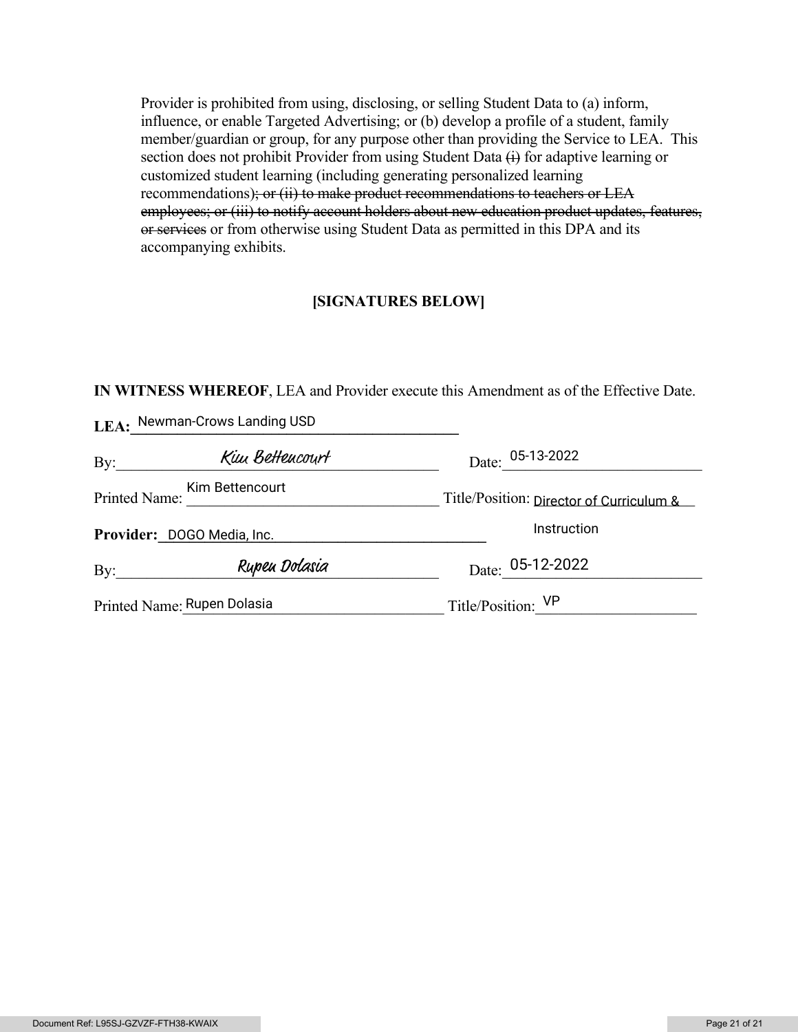Provider is prohibited from using, disclosing, or selling Student Data to (a) inform, influence, or enable Targeted Advertising; or (b) develop a profile of a student, family member/guardian or group, for any purpose other than providing the Service to LEA. This section does not prohibit Provider from using Student Data ~~(i)~~ for adaptive learning or customized student learning (including generating personalized learning recommendations)~~; or (ii) to make product recommendations to teachers or LEA employees; or (iii) to notify account holders about new education product updates, features, or services~~ or from otherwise using Student Data as permitted in this DPA and its accompanying exhibits.

**[SIGNATURES BELOW]**

**IN WITNESS WHEREOF**, LEA and Provider execute this Amendment as of the Effective Date.

**LEA:** Newman-Crows Landing USD

By: *Kim Bettencourt* Date: 05-13-2022

Printed Name: Kim Bettencourt Title/Position: Director of Curriculum & Instruction

**Provider:** DOGO Media, Inc.

By: *Rupen Dolasia* Date: 05-12-2022

Printed Name: Rupen Dolasia Title/Position: VP